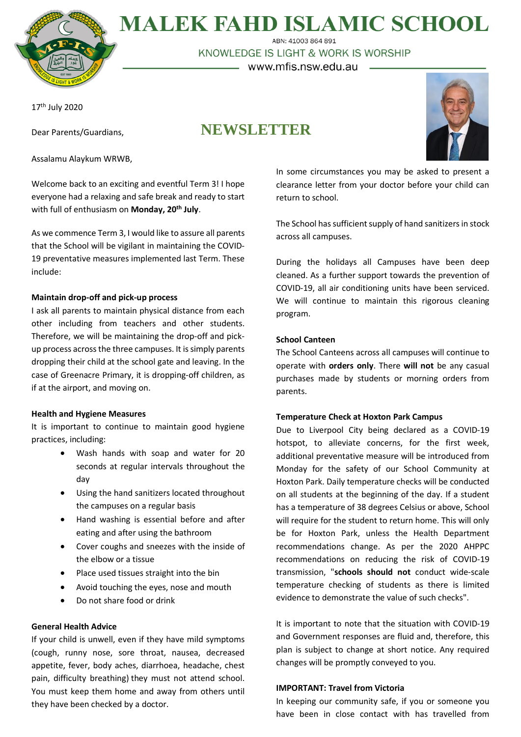# MALEK FAHD ISLAMIC SCHOOL

ABN: 41003 864 891

KNOWLEDGE IS LIGHT & WORK IS WORSHIP

www.mfis.nsw.edu.au

17th July 2020

## NEWSLETTER

Dear Parents/Guardians,

Assalamu Alaykum WRWB,

Welcome back to an exciting and eventful Term 3! I hope everyone had a relaxing and safe break and ready to start with full of enthusiasm on **Monday, 20th July**.

As we commence Term 3, I would like to assure all parents that the School will be vigilant in maintaining the COVID-19 preventative measures implemented last Term. These include:

**Maintain drop-off and pick-up process**

I ask all parents to maintain physical distance from each other including from teachers and other students. Therefore, we will be maintaining the drop-off and pick-up process across the three campuses. It is simply parents dropping their child at the school gate and leaving. In the case of Greenacre Primary, it is dropping-off children, as if at the airport, and moving on.

**Health and Hygiene Measures**

It is important to continue to maintain good hygiene practices, including:

- Wash hands with soap and water for 20 seconds at regular intervals throughout the day
- Using the hand sanitizers located throughout the campuses on a regular basis
- Hand washing is essential before and after eating and after using the bathroom
- Cover coughs and sneezes with the inside of the elbow or a tissue
- Place used tissues straight into the bin
- Avoid touching the eyes, nose and mouth
- Do not share food or drink

**General Health Advice**

If your child is unwell, even if they have mild symptoms (cough, runny nose, sore throat, nausea, decreased appetite, fever, body aches, diarrhoea, headache, chest pain, difficulty breathing) they must not attend school. You must keep them home and away from others until they have been checked by a doctor.

In some circumstances you may be asked to present a clearance letter from your doctor before your child can return to school.

The School has sufficient supply of hand sanitizers in stock across all campuses.

During the holidays all Campuses have been deep cleaned. As a further support towards the prevention of COVID-19, all air conditioning units have been serviced. We will continue to maintain this rigorous cleaning program.

**School Canteen**

The School Canteens across all campuses will continue to operate with **orders only**. There **will not** be any casual purchases made by students or morning orders from parents.

**Temperature Check at Hoxton Park Campus**

Due to Liverpool City being declared as a COVID-19 hotspot, to alleviate concerns, for the first week, additional preventative measure will be introduced from Monday for the safety of our School Community at Hoxton Park. Daily temperature checks will be conducted on all students at the beginning of the day. If a student has a temperature of 38 degrees Celsius or above, School will require for the student to return home. This will only be for Hoxton Park, unless the Health Department recommendations change. As per the 2020 AHPPC recommendations on reducing the risk of COVID-19 transmission, "**schools should not** conduct wide-scale temperature checking of students as there is limited evidence to demonstrate the value of such checks".

It is important to note that the situation with COVID-19 and Government responses are fluid and, therefore, this plan is subject to change at short notice. Any required changes will be promptly conveyed to you.

**IMPORTANT: Travel from Victoria**

In keeping our community safe, if you or someone you have been in close contact with has travelled from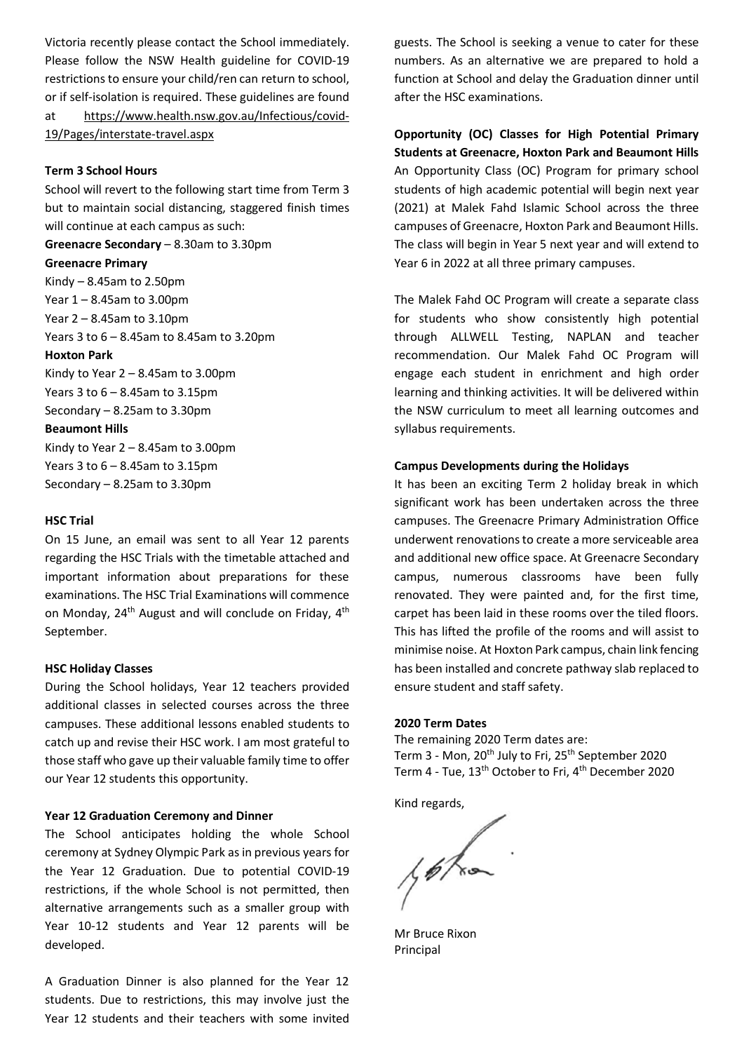Victoria recently please contact the School immediately. Please follow the NSW Health guideline for COVID-19 restrictions to ensure your child/ren can return to school, or if self-isolation is required. These guidelines are found at https://www.health.nsw.gov.au/Infectious/covid-19/Pages/interstate-travel.aspx

**Term 3 School Hours**

School will revert to the following start time from Term 3 but to maintain social distancing, staggered finish times will continue at each campus as such:

**Greenacre Secondary** – 8.30am to 3.30pm

**Greenacre Primary**

Kindy – 8.45am to 2.50pm
Year 1 – 8.45am to 3.00pm
Year 2 – 8.45am to 3.10pm
Years 3 to 6 – 8.45am to 8.45am to 3.20pm

**Hoxton Park**

Kindy to Year 2 – 8.45am to 3.00pm
Years 3 to 6 – 8.45am to 3.15pm
Secondary – 8.25am to 3.30pm

**Beaumont Hills**

Kindy to Year 2 – 8.45am to 3.00pm
Years 3 to 6 – 8.45am to 3.15pm
Secondary – 8.25am to 3.30pm

**HSC Trial**

On 15 June, an email was sent to all Year 12 parents regarding the HSC Trials with the timetable attached and important information about preparations for these examinations. The HSC Trial Examinations will commence on Monday, 24th August and will conclude on Friday, 4th September.

**HSC Holiday Classes**

During the School holidays, Year 12 teachers provided additional classes in selected courses across the three campuses. These additional lessons enabled students to catch up and revise their HSC work. I am most grateful to those staff who gave up their valuable family time to offer our Year 12 students this opportunity.

**Year 12 Graduation Ceremony and Dinner**

The School anticipates holding the whole School ceremony at Sydney Olympic Park as in previous years for the Year 12 Graduation. Due to potential COVID-19 restrictions, if the whole School is not permitted, then alternative arrangements such as a smaller group with Year 10-12 students and Year 12 parents will be developed.

A Graduation Dinner is also planned for the Year 12 students. Due to restrictions, this may involve just the Year 12 students and their teachers with some invited guests. The School is seeking a venue to cater for these numbers. As an alternative we are prepared to hold a function at School and delay the Graduation dinner until after the HSC examinations.

**Opportunity (OC) Classes for High Potential Primary Students at Greenacre, Hoxton Park and Beaumont Hills**

An Opportunity Class (OC) Program for primary school students of high academic potential will begin next year (2021) at Malek Fahd Islamic School across the three campuses of Greenacre, Hoxton Park and Beaumont Hills. The class will begin in Year 5 next year and will extend to Year 6 in 2022 at all three primary campuses.

The Malek Fahd OC Program will create a separate class for students who show consistently high potential through ALLWELL Testing, NAPLAN and teacher recommendation. Our Malek Fahd OC Program will engage each student in enrichment and high order learning and thinking activities. It will be delivered within the NSW curriculum to meet all learning outcomes and syllabus requirements.

**Campus Developments during the Holidays**

It has been an exciting Term 2 holiday break in which significant work has been undertaken across the three campuses. The Greenacre Primary Administration Office underwent renovations to create a more serviceable area and additional new office space. At Greenacre Secondary campus, numerous classrooms have been fully renovated. They were painted and, for the first time, carpet has been laid in these rooms over the tiled floors. This has lifted the profile of the rooms and will assist to minimise noise. At Hoxton Park campus, chain link fencing has been installed and concrete pathway slab replaced to ensure student and staff safety.

**2020 Term Dates**

The remaining 2020 Term dates are:
Term 3 - Mon, 20th July to Fri, 25th September 2020
Term 4 - Tue, 13th October to Fri, 4th December 2020

Kind regards,

Mr Bruce Rixon
Principal